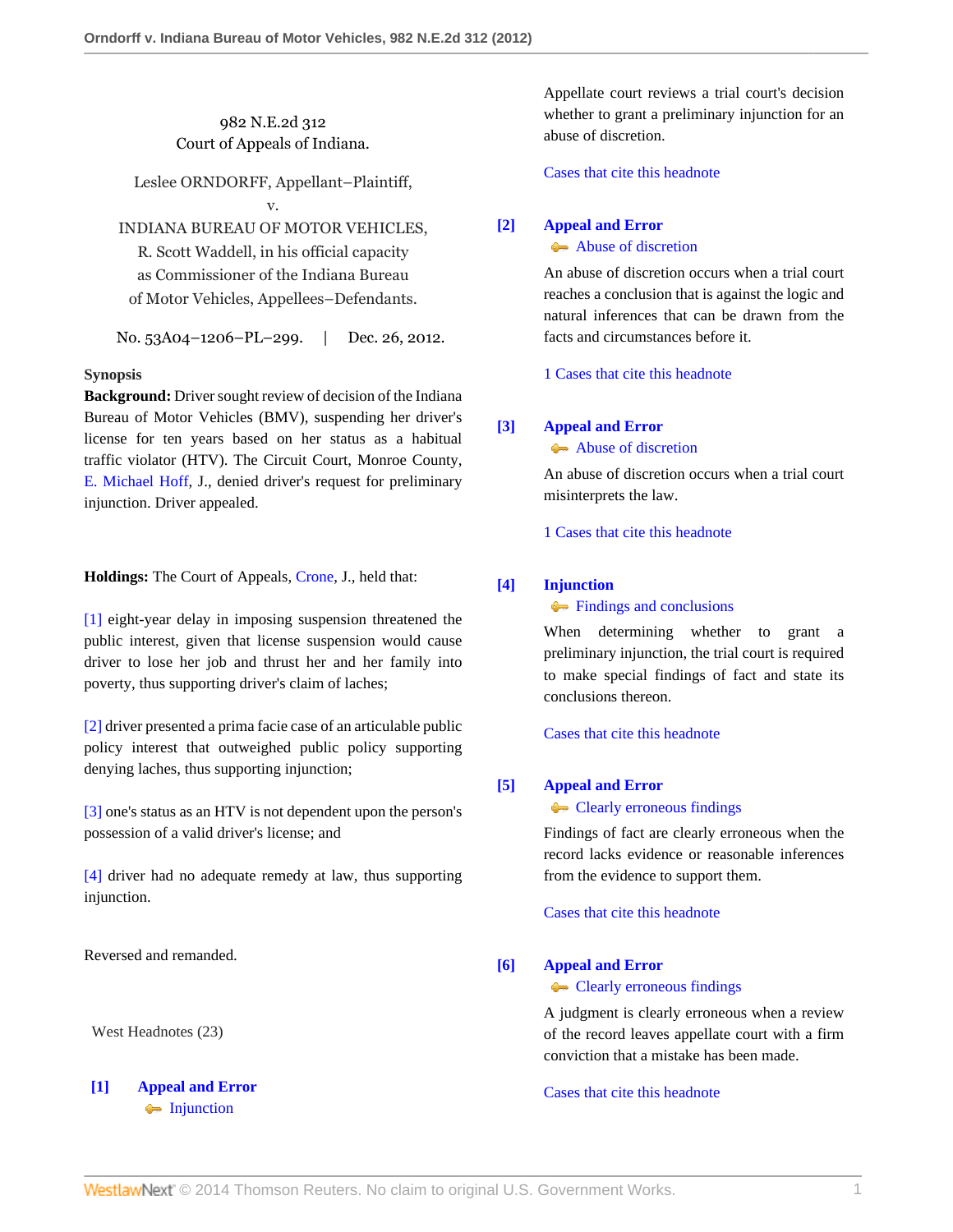982 N.E.2d 312
Court of Appeals of Indiana.

Leslee ORNDORFF, Appellant–Plaintiff,
v.
INDIANA BUREAU OF MOTOR VEHICLES, R. Scott Waddell, in his official capacity as Commissioner of the Indiana Bureau of Motor Vehicles, Appellees–Defendants.

No. 53A04–1206–PL–299. | Dec. 26, 2012.

**Synopsis**

**Background:** Driver sought review of decision of the Indiana Bureau of Motor Vehicles (BMV), suspending her driver's license for ten years based on her status as a habitual traffic violator (HTV). The Circuit Court, Monroe County, E. Michael Hoff, J., denied driver's request for preliminary injunction. Driver appealed.

**Holdings:** The Court of Appeals, Crone, J., held that:

[1] eight-year delay in imposing suspension threatened the public interest, given that license suspension would cause driver to lose her job and thrust her and her family into poverty, thus supporting driver's claim of laches;

[2] driver presented a prima facie case of an articulable public policy interest that outweighed public policy supporting denying laches, thus supporting injunction;

[3] one's status as an HTV is not dependent upon the person's possession of a valid driver's license; and

[4] driver had no adequate remedy at law, thus supporting injunction.

Reversed and remanded.

West Headnotes (23)

**[1] Appeal and Error**
Injunction

Appellate court reviews a trial court's decision whether to grant a preliminary injunction for an abuse of discretion.

Cases that cite this headnote

**[2] Appeal and Error**
Abuse of discretion

An abuse of discretion occurs when a trial court reaches a conclusion that is against the logic and natural inferences that can be drawn from the facts and circumstances before it.

1 Cases that cite this headnote

**[3] Appeal and Error**
Abuse of discretion

An abuse of discretion occurs when a trial court misinterprets the law.

1 Cases that cite this headnote

**[4] Injunction**
Findings and conclusions

When determining whether to grant a preliminary injunction, the trial court is required to make special findings of fact and state its conclusions thereon.

Cases that cite this headnote

**[5] Appeal and Error**
Clearly erroneous findings

Findings of fact are clearly erroneous when the record lacks evidence or reasonable inferences from the evidence to support them.

Cases that cite this headnote

**[6] Appeal and Error**
Clearly erroneous findings

A judgment is clearly erroneous when a review of the record leaves appellate court with a firm conviction that a mistake has been made.

Cases that cite this headnote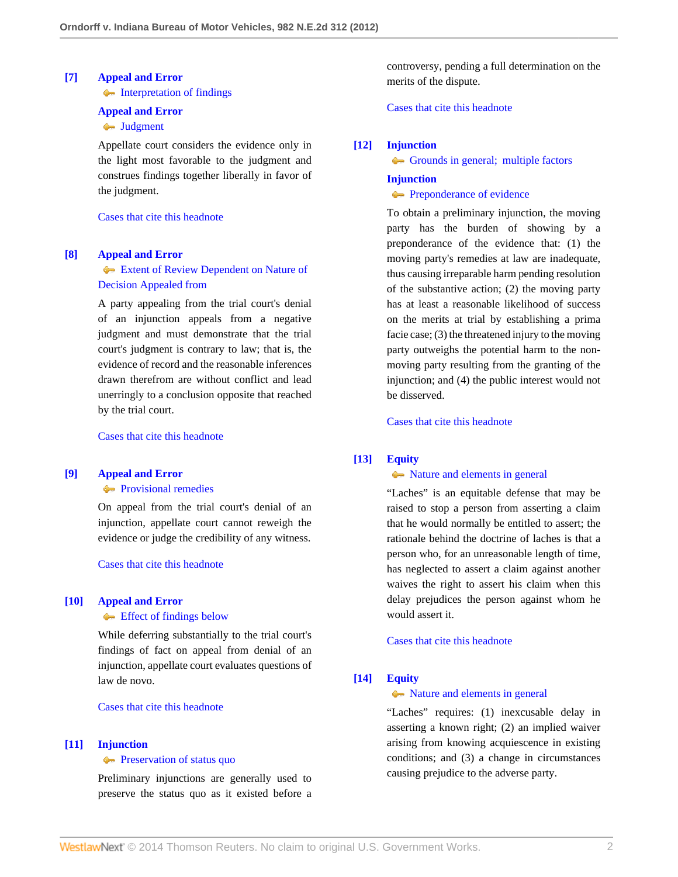**[7]** **Appeal and Error**
Interpretation of findings
**Appeal and Error**
Judgment

Appellate court considers the evidence only in the light most favorable to the judgment and construes findings together liberally in favor of the judgment.

Cases that cite this headnote

**[8]** **Appeal and Error**
Extent of Review Dependent on Nature of Decision Appealed from

A party appealing from the trial court's denial of an injunction appeals from a negative judgment and must demonstrate that the trial court's judgment is contrary to law; that is, the evidence of record and the reasonable inferences drawn therefrom are without conflict and lead unerringly to a conclusion opposite that reached by the trial court.

Cases that cite this headnote

**[9]** **Appeal and Error**
Provisional remedies

On appeal from the trial court's denial of an injunction, appellate court cannot reweigh the evidence or judge the credibility of any witness.

Cases that cite this headnote

**[10]** **Appeal and Error**
Effect of findings below

While deferring substantially to the trial court's findings of fact on appeal from denial of an injunction, appellate court evaluates questions of law de novo.

Cases that cite this headnote

**[11]** **Injunction**
Preservation of status quo

Preliminary injunctions are generally used to preserve the status quo as it existed before a controversy, pending a full determination on the merits of the dispute.

Cases that cite this headnote

**[12]** **Injunction**
Grounds in general; multiple factors
**Injunction**
Preponderance of evidence

To obtain a preliminary injunction, the moving party has the burden of showing by a preponderance of the evidence that: (1) the moving party's remedies at law are inadequate, thus causing irreparable harm pending resolution of the substantive action; (2) the moving party has at least a reasonable likelihood of success on the merits at trial by establishing a prima facie case; (3) the threatened injury to the moving party outweighs the potential harm to the non-moving party resulting from the granting of the injunction; and (4) the public interest would not be disserved.

Cases that cite this headnote

**[13]** **Equity**
Nature and elements in general

"Laches" is an equitable defense that may be raised to stop a person from asserting a claim that he would normally be entitled to assert; the rationale behind the doctrine of laches is that a person who, for an unreasonable length of time, has neglected to assert a claim against another waives the right to assert his claim when this delay prejudices the person against whom he would assert it.

Cases that cite this headnote

**[14]** **Equity**
Nature and elements in general

"Laches" requires: (1) inexcusable delay in asserting a known right; (2) an implied waiver arising from knowing acquiescence in existing conditions; and (3) a change in circumstances causing prejudice to the adverse party.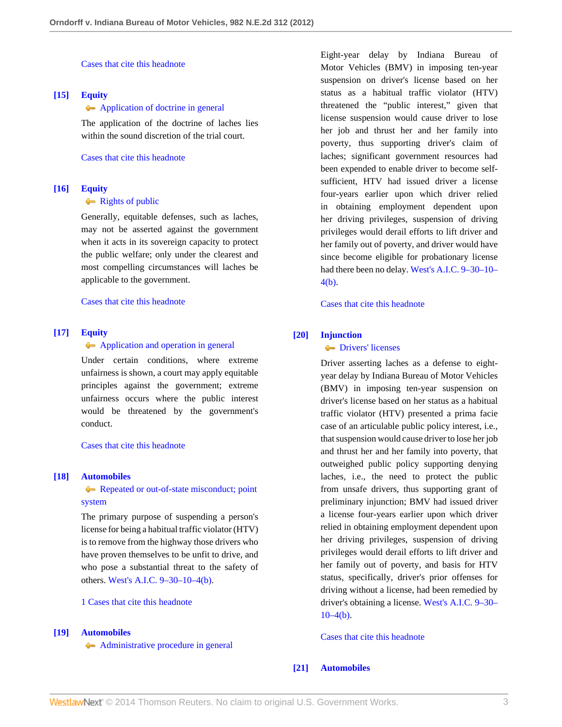Cases that cite this headnote

**[15] Equity**

Application of doctrine in general

The application of the doctrine of laches lies within the sound discretion of the trial court.

Cases that cite this headnote

**[16] Equity**

Rights of public

Generally, equitable defenses, such as laches, may not be asserted against the government when it acts in its sovereign capacity to protect the public welfare; only under the clearest and most compelling circumstances will laches be applicable to the government.

Cases that cite this headnote

**[17] Equity**

Application and operation in general

Under certain conditions, where extreme unfairness is shown, a court may apply equitable principles against the government; extreme unfairness occurs where the public interest would be threatened by the government's conduct.

Cases that cite this headnote

**[18] Automobiles**

Repeated or out-of-state misconduct; point system

The primary purpose of suspending a person's license for being a habitual traffic violator (HTV) is to remove from the highway those drivers who have proven themselves to be unfit to drive, and who pose a substantial threat to the safety of others. West's A.I.C. 9–30–10–4(b).

1 Cases that cite this headnote

**[19] Automobiles**

Administrative procedure in general

Eight-year delay by Indiana Bureau of Motor Vehicles (BMV) in imposing ten-year suspension on driver's license based on her status as a habitual traffic violator (HTV) threatened the "public interest," given that license suspension would cause driver to lose her job and thrust her and her family into poverty, thus supporting driver's claim of laches; significant government resources had been expended to enable driver to become self-sufficient, HTV had issued driver a license four-years earlier upon which driver relied in obtaining employment dependent upon her driving privileges, suspension of driving privileges would derail efforts to lift driver and her family out of poverty, and driver would have since become eligible for probationary license had there been no delay. West's A.I.C. 9–30–10–4(b).

Cases that cite this headnote

**[20] Injunction**

Drivers' licenses

Driver asserting laches as a defense to eight-year delay by Indiana Bureau of Motor Vehicles (BMV) in imposing ten-year suspension on driver's license based on her status as a habitual traffic violator (HTV) presented a prima facie case of an articulable public policy interest, i.e., that suspension would cause driver to lose her job and thrust her and her family into poverty, that outweighed public policy supporting denying laches, i.e., the need to protect the public from unsafe drivers, thus supporting grant of preliminary injunction; BMV had issued driver a license four-years earlier upon which driver relied in obtaining employment dependent upon her driving privileges, suspension of driving privileges would derail efforts to lift driver and her family out of poverty, and basis for HTV status, specifically, driver's prior offenses for driving without a license, had been remedied by driver's obtaining a license. West's A.I.C. 9–30–10–4(b).

Cases that cite this headnote

**[21] Automobiles**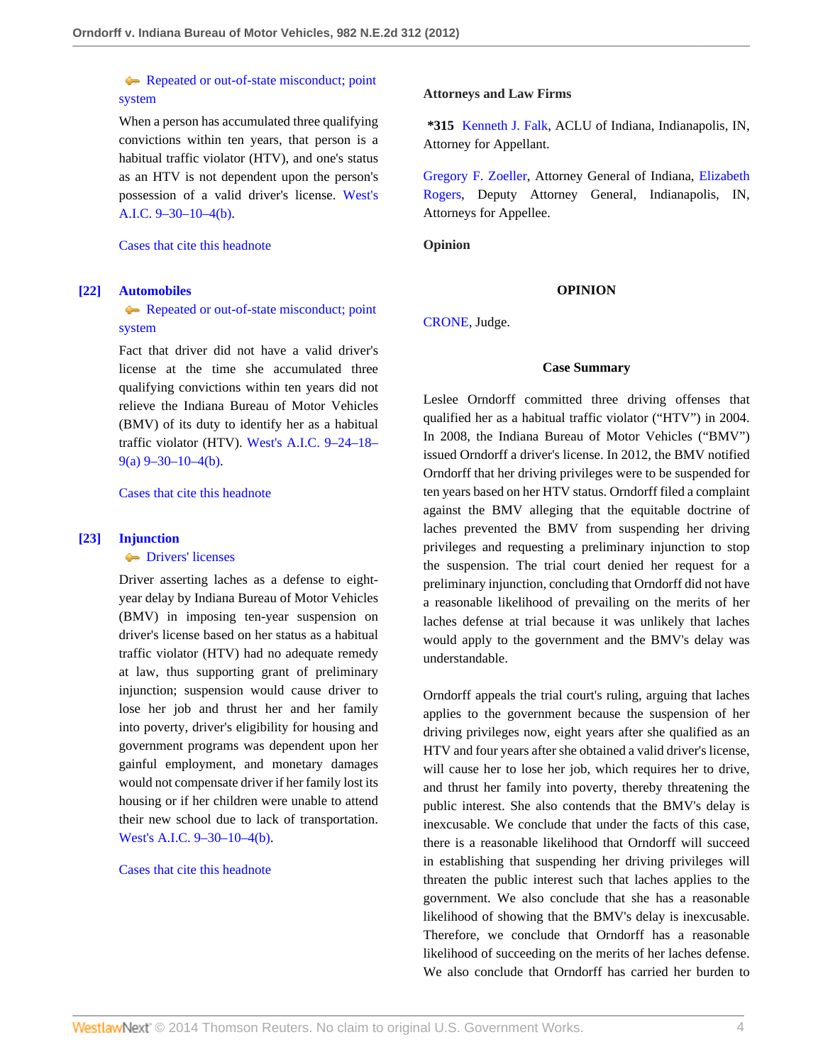Repeated or out-of-state misconduct; point system

When a person has accumulated three qualifying convictions within ten years, that person is a habitual traffic violator (HTV), and one's status as an HTV is not dependent upon the person's possession of a valid driver's license. West's A.I.C. 9–30–10–4(b).

Cases that cite this headnote

**[22]** **Automobiles**

Repeated or out-of-state misconduct; point system

Fact that driver did not have a valid driver's license at the time she accumulated three qualifying convictions within ten years did not relieve the Indiana Bureau of Motor Vehicles (BMV) of its duty to identify her as a habitual traffic violator (HTV). West's A.I.C. 9–24–18–9(a) 9–30–10–4(b).

Cases that cite this headnote

**[23]** **Injunction**

Drivers' licenses

Driver asserting laches as a defense to eight-year delay by Indiana Bureau of Motor Vehicles (BMV) in imposing ten-year suspension on driver's license based on her status as a habitual traffic violator (HTV) had no adequate remedy at law, thus supporting grant of preliminary injunction; suspension would cause driver to lose her job and thrust her and her family into poverty, driver's eligibility for housing and government programs was dependent upon her gainful employment, and monetary damages would not compensate driver if her family lost its housing or if her children were unable to attend their new school due to lack of transportation. West's A.I.C. 9–30–10–4(b).

Cases that cite this headnote

**Attorneys and Law Firms**

***315** Kenneth J. Falk, ACLU of Indiana, Indianapolis, IN, Attorney for Appellant.

Gregory F. Zoeller, Attorney General of Indiana, Elizabeth Rogers, Deputy Attorney General, Indianapolis, IN, Attorneys for Appellee.

**Opinion**

**OPINION**

CRONE, Judge.

**Case Summary**

Leslee Orndorff committed three driving offenses that qualified her as a habitual traffic violator ("HTV") in 2004. In 2008, the Indiana Bureau of Motor Vehicles ("BMV") issued Orndorff a driver's license. In 2012, the BMV notified Orndorff that her driving privileges were to be suspended for ten years based on her HTV status. Orndorff filed a complaint against the BMV alleging that the equitable doctrine of laches prevented the BMV from suspending her driving privileges and requesting a preliminary injunction to stop the suspension. The trial court denied her request for a preliminary injunction, concluding that Orndorff did not have a reasonable likelihood of prevailing on the merits of her laches defense at trial because it was unlikely that laches would apply to the government and the BMV's delay was understandable.

Orndorff appeals the trial court's ruling, arguing that laches applies to the government because the suspension of her driving privileges now, eight years after she qualified as an HTV and four years after she obtained a valid driver's license, will cause her to lose her job, which requires her to drive, and thrust her family into poverty, thereby threatening the public interest. She also contends that the BMV's delay is inexcusable. We conclude that under the facts of this case, there is a reasonable likelihood that Orndorff will succeed in establishing that suspending her driving privileges will threaten the public interest such that laches applies to the government. We also conclude that she has a reasonable likelihood of showing that the BMV's delay is inexcusable. Therefore, we conclude that Orndorff has a reasonable likelihood of succeeding on the merits of her laches defense. We also conclude that Orndorff has carried her burden to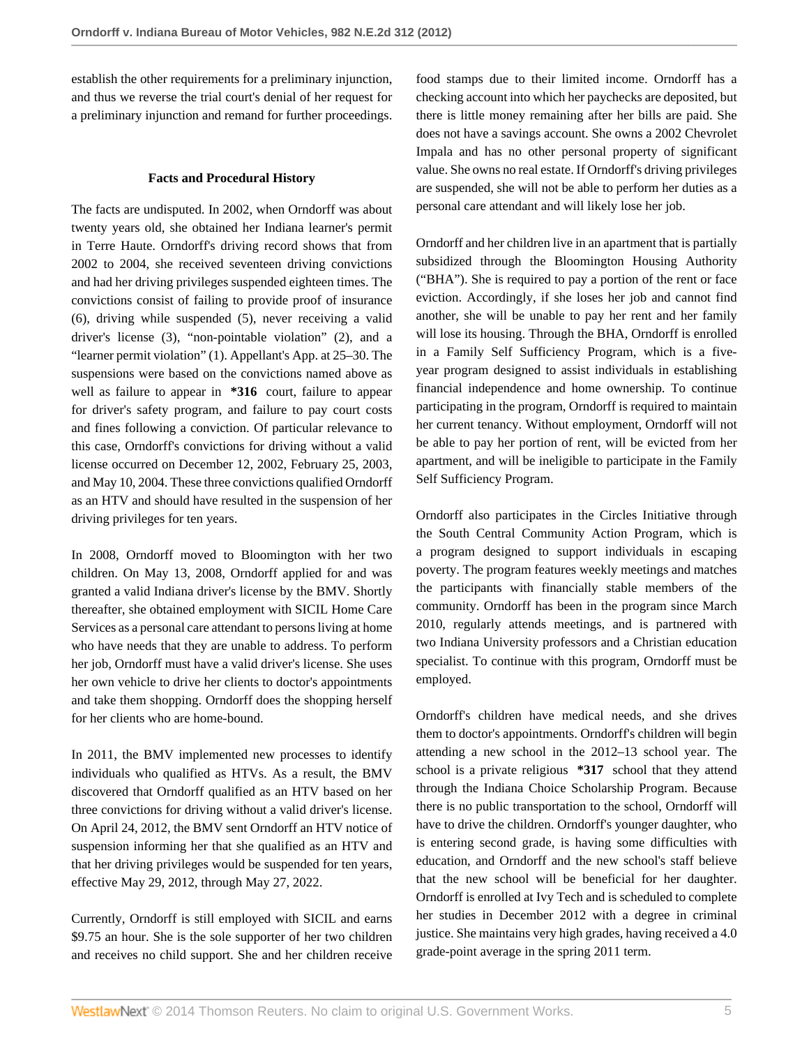establish the other requirements for a preliminary injunction, and thus we reverse the trial court's denial of her request for a preliminary injunction and remand for further proceedings.

## Facts and Procedural History

The facts are undisputed. In 2002, when Orndorff was about twenty years old, she obtained her Indiana learner's permit in Terre Haute. Orndorff's driving record shows that from 2002 to 2004, she received seventeen driving convictions and had her driving privileges suspended eighteen times. The convictions consist of failing to provide proof of insurance (6), driving while suspended (5), never receiving a valid driver's license (3), "non-pointable violation" (2), and a "learner permit violation" (1). Appellant's App. at 25–30. The suspensions were based on the convictions named above as well as failure to appear in **\*316** court, failure to appear for driver's safety program, and failure to pay court costs and fines following a conviction. Of particular relevance to this case, Orndorff's convictions for driving without a valid license occurred on December 12, 2002, February 25, 2003, and May 10, 2004. These three convictions qualified Orndorff as an HTV and should have resulted in the suspension of her driving privileges for ten years.

In 2008, Orndorff moved to Bloomington with her two children. On May 13, 2008, Orndorff applied for and was granted a valid Indiana driver's license by the BMV. Shortly thereafter, she obtained employment with SICIL Home Care Services as a personal care attendant to persons living at home who have needs that they are unable to address. To perform her job, Orndorff must have a valid driver's license. She uses her own vehicle to drive her clients to doctor's appointments and take them shopping. Orndorff does the shopping herself for her clients who are home-bound.

In 2011, the BMV implemented new processes to identify individuals who qualified as HTVs. As a result, the BMV discovered that Orndorff qualified as an HTV based on her three convictions for driving without a valid driver's license. On April 24, 2012, the BMV sent Orndorff an HTV notice of suspension informing her that she qualified as an HTV and that her driving privileges would be suspended for ten years, effective May 29, 2012, through May 27, 2022.

Currently, Orndorff is still employed with SICIL and earns $9.75 an hour. She is the sole supporter of her two children and receives no child support. She and her children receive food stamps due to their limited income. Orndorff has a checking account into which her paychecks are deposited, but there is little money remaining after her bills are paid. She does not have a savings account. She owns a 2002 Chevrolet Impala and has no other personal property of significant value. She owns no real estate. If Orndorff's driving privileges are suspended, she will not be able to perform her duties as a personal care attendant and will likely lose her job.

Orndorff and her children live in an apartment that is partially subsidized through the Bloomington Housing Authority ("BHA"). She is required to pay a portion of the rent or face eviction. Accordingly, if she loses her job and cannot find another, she will be unable to pay her rent and her family will lose its housing. Through the BHA, Orndorff is enrolled in a Family Self Sufficiency Program, which is a five-year program designed to assist individuals in establishing financial independence and home ownership. To continue participating in the program, Orndorff is required to maintain her current tenancy. Without employment, Orndorff will not be able to pay her portion of rent, will be evicted from her apartment, and will be ineligible to participate in the Family Self Sufficiency Program.

Orndorff also participates in the Circles Initiative through the South Central Community Action Program, which is a program designed to support individuals in escaping poverty. The program features weekly meetings and matches the participants with financially stable members of the community. Orndorff has been in the program since March 2010, regularly attends meetings, and is partnered with two Indiana University professors and a Christian education specialist. To continue with this program, Orndorff must be employed.

Orndorff's children have medical needs, and she drives them to doctor's appointments. Orndorff's children will begin attending a new school in the 2012–13 school year. The school is a private religious **\*317** school that they attend through the Indiana Choice Scholarship Program. Because there is no public transportation to the school, Orndorff will have to drive the children. Orndorff's younger daughter, who is entering second grade, is having some difficulties with education, and Orndorff and the new school's staff believe that the new school will be beneficial for her daughter. Orndorff is enrolled at Ivy Tech and is scheduled to complete her studies in December 2012 with a degree in criminal justice. She maintains very high grades, having received a 4.0 grade-point average in the spring 2011 term.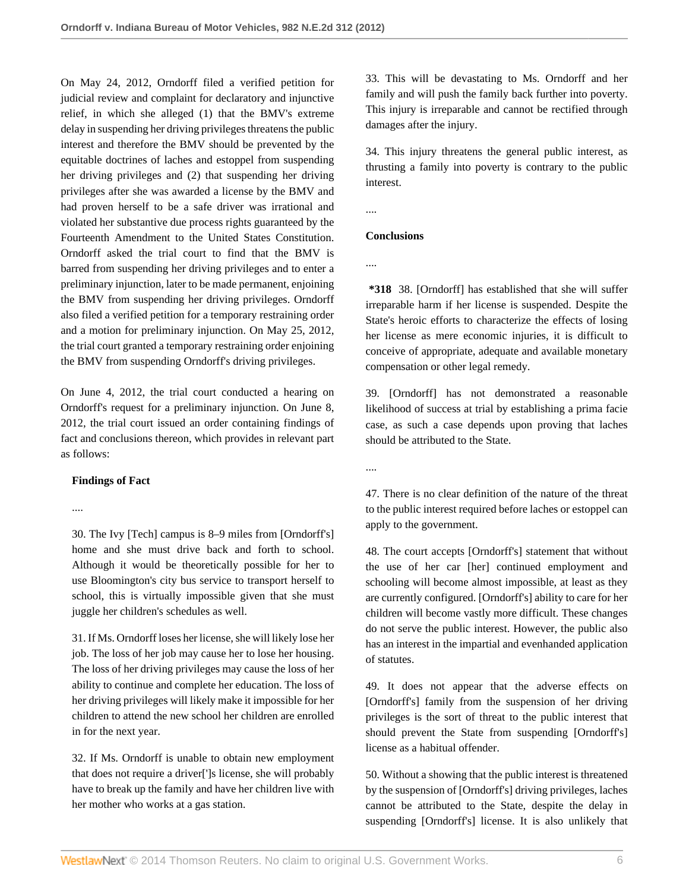On May 24, 2012, Orndorff filed a verified petition for judicial review and complaint for declaratory and injunctive relief, in which she alleged (1) that the BMV's extreme delay in suspending her driving privileges threatens the public interest and therefore the BMV should be prevented by the equitable doctrines of laches and estoppel from suspending her driving privileges and (2) that suspending her driving privileges after she was awarded a license by the BMV and had proven herself to be a safe driver was irrational and violated her substantive due process rights guaranteed by the Fourteenth Amendment to the United States Constitution. Orndorff asked the trial court to find that the BMV is barred from suspending her driving privileges and to enter a preliminary injunction, later to be made permanent, enjoining the BMV from suspending her driving privileges. Orndorff also filed a verified petition for a temporary restraining order and a motion for preliminary injunction. On May 25, 2012, the trial court granted a temporary restraining order enjoining the BMV from suspending Orndorff's driving privileges.

On June 4, 2012, the trial court conducted a hearing on Orndorff's request for a preliminary injunction. On June 8, 2012, the trial court issued an order containing findings of fact and conclusions thereon, which provides in relevant part as follows:

> **Findings of Fact**
>
> ....
>
> 30. The Ivy [Tech] campus is 8–9 miles from [Orndorff's] home and she must drive back and forth to school. Although it would be theoretically possible for her to use Bloomington's city bus service to transport herself to school, this is virtually impossible given that she must juggle her children's schedules as well.
>
> 31. If Ms. Orndorff loses her license, she will likely lose her job. The loss of her job may cause her to lose her housing. The loss of her driving privileges may cause the loss of her ability to continue and complete her education. The loss of her driving privileges will likely make it impossible for her children to attend the new school her children are enrolled in for the next year.
>
> 32. If Ms. Orndorff is unable to obtain new employment that does not require a driver['']s license, she will probably have to break up the family and have her children live with her mother who works at a gas station.
>
> 33. This will be devastating to Ms. Orndorff and her family and will push the family back further into poverty. This injury is irreparable and cannot be rectified through damages after the injury.
>
> 34. This injury threatens the general public interest, as thrusting a family into poverty is contrary to the public interest.
>
> ....
>
> **Conclusions**
>
> ....
>
> **\*318** 38. [Orndorff] has established that she will suffer irreparable harm if her license is suspended. Despite the State's heroic efforts to characterize the effects of losing her license as mere economic injuries, it is difficult to conceive of appropriate, adequate and available monetary compensation or other legal remedy.
>
> 39. [Orndorff] has not demonstrated a reasonable likelihood of success at trial by establishing a prima facie case, as such a case depends upon proving that laches should be attributed to the State.
>
> ....
>
> 47. There is no clear definition of the nature of the threat to the public interest required before laches or estoppel can apply to the government.
>
> 48. The court accepts [Orndorff's] statement that without the use of her car [her] continued employment and schooling will become almost impossible, at least as they are currently configured. [Orndorff's] ability to care for her children will become vastly more difficult. These changes do not serve the public interest. However, the public also has an interest in the impartial and evenhanded application of statutes.
>
> 49. It does not appear that the adverse effects on [Orndorff's] family from the suspension of her driving privileges is the sort of threat to the public interest that should prevent the State from suspending [Orndorff's] license as a habitual offender.
>
> 50. Without a showing that the public interest is threatened by the suspension of [Orndorff's] driving privileges, laches cannot be attributed to the State, despite the delay in suspending [Orndorff's] license. It is also unlikely that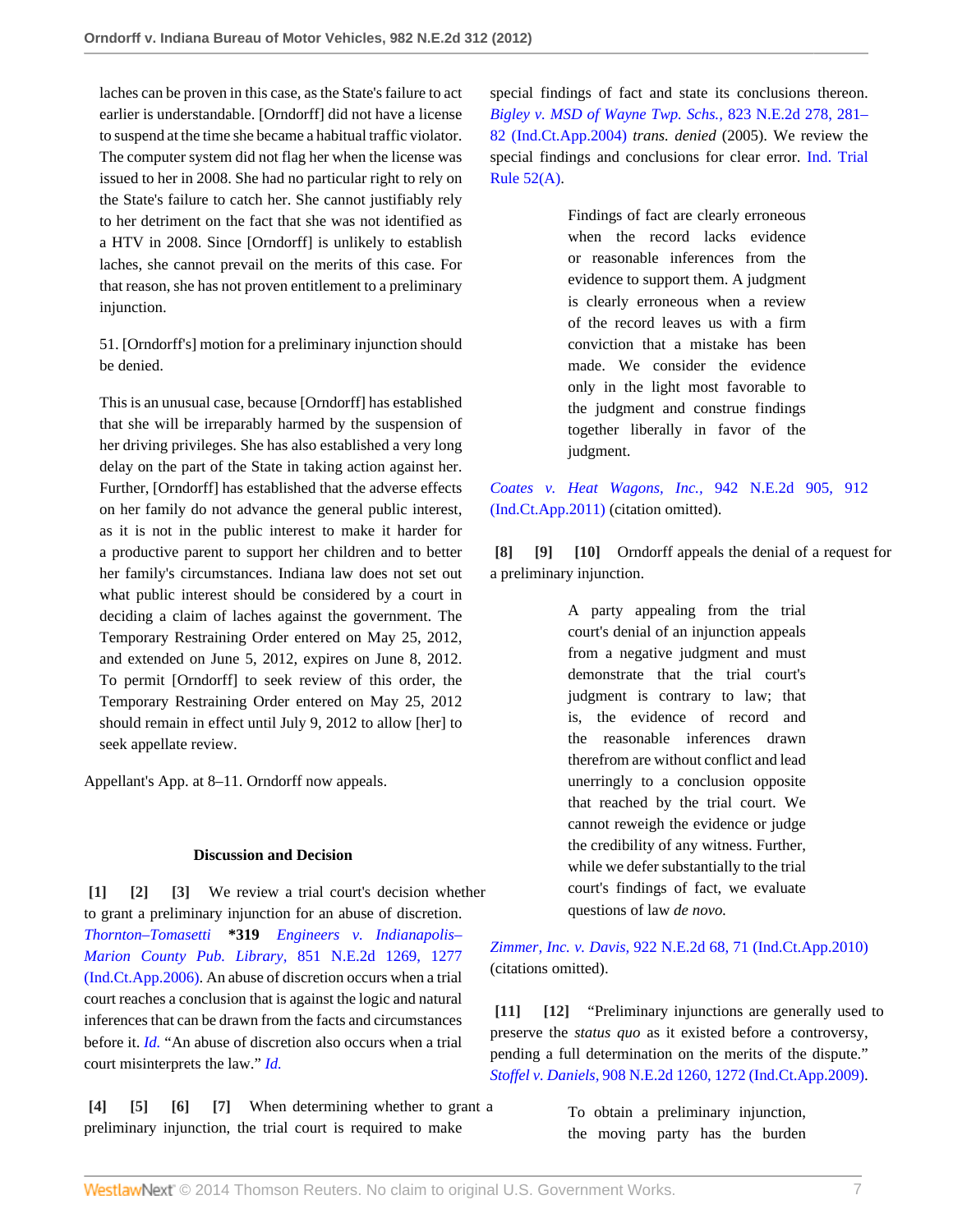laches can be proven in this case, as the State's failure to act earlier is understandable. [Orndorff] did not have a license to suspend at the time she became a habitual traffic violator. The computer system did not flag her when the license was issued to her in 2008. She had no particular right to rely on the State's failure to catch her. She cannot justifiably rely to her detriment on the fact that she was not identified as a HTV in 2008. Since [Orndorff] is unlikely to establish laches, she cannot prevail on the merits of this case. For that reason, she has not proven entitlement to a preliminary injunction.

51. [Orndorff's] motion for a preliminary injunction should be denied.

This is an unusual case, because [Orndorff] has established that she will be irreparably harmed by the suspension of her driving privileges. She has also established a very long delay on the part of the State in taking action against her. Further, [Orndorff] has established that the adverse effects on her family do not advance the general public interest, as it is not in the public interest to make it harder for a productive parent to support her children and to better her family's circumstances. Indiana law does not set out what public interest should be considered by a court in deciding a claim of laches against the government. The Temporary Restraining Order entered on May 25, 2012, and extended on June 5, 2012, expires on June 8, 2012. To permit [Orndorff] to seek review of this order, the Temporary Restraining Order entered on May 25, 2012 should remain in effect until July 9, 2012 to allow [her] to seek appellate review.

Appellant's App. at 8–11. Orndorff now appeals.

**Discussion and Decision**

**[1] [2] [3]** We review a trial court's decision whether to grant a preliminary injunction for an abuse of discretion. *Thornton–Tomasetti* **\*319** *Engineers v. Indianapolis–Marion County Pub. Library,* 851 N.E.2d 1269, 1277 (Ind.Ct.App.2006). An abuse of discretion occurs when a trial court reaches a conclusion that is against the logic and natural inferences that can be drawn from the facts and circumstances before it. *Id.* "An abuse of discretion also occurs when a trial court misinterprets the law." *Id.*

**[4] [5] [6] [7]** When determining whether to grant a preliminary injunction, the trial court is required to make special findings of fact and state its conclusions thereon. *Bigley v. MSD of Wayne Twp. Schs.,* 823 N.E.2d 278, 281–82 (Ind.Ct.App.2004) *trans. denied* (2005). We review the special findings and conclusions for clear error. Ind. Trial Rule 52(A).

> Findings of fact are clearly erroneous when the record lacks evidence or reasonable inferences from the evidence to support them. A judgment is clearly erroneous when a review of the record leaves us with a firm conviction that a mistake has been made. We consider the evidence only in the light most favorable to the judgment and construe findings together liberally in favor of the judgment.

*Coates v. Heat Wagons, Inc.,* 942 N.E.2d 905, 912 (Ind.Ct.App.2011) (citation omitted).

**[8] [9] [10]** Orndorff appeals the denial of a request for a preliminary injunction.

> A party appealing from the trial court's denial of an injunction appeals from a negative judgment and must demonstrate that the trial court's judgment is contrary to law; that is, the evidence of record and the reasonable inferences drawn therefrom are without conflict and lead unerringly to a conclusion opposite that reached by the trial court. We cannot reweigh the evidence or judge the credibility of any witness. Further, while we defer substantially to the trial court's findings of fact, we evaluate questions of law *de novo.*

*Zimmer, Inc. v. Davis,* 922 N.E.2d 68, 71 (Ind.Ct.App.2010) (citations omitted).

**[11] [12]** "Preliminary injunctions are generally used to preserve the *status quo* as it existed before a controversy, pending a full determination on the merits of the dispute." *Stoffel v. Daniels,* 908 N.E.2d 1260, 1272 (Ind.Ct.App.2009).

> To obtain a preliminary injunction, the moving party has the burden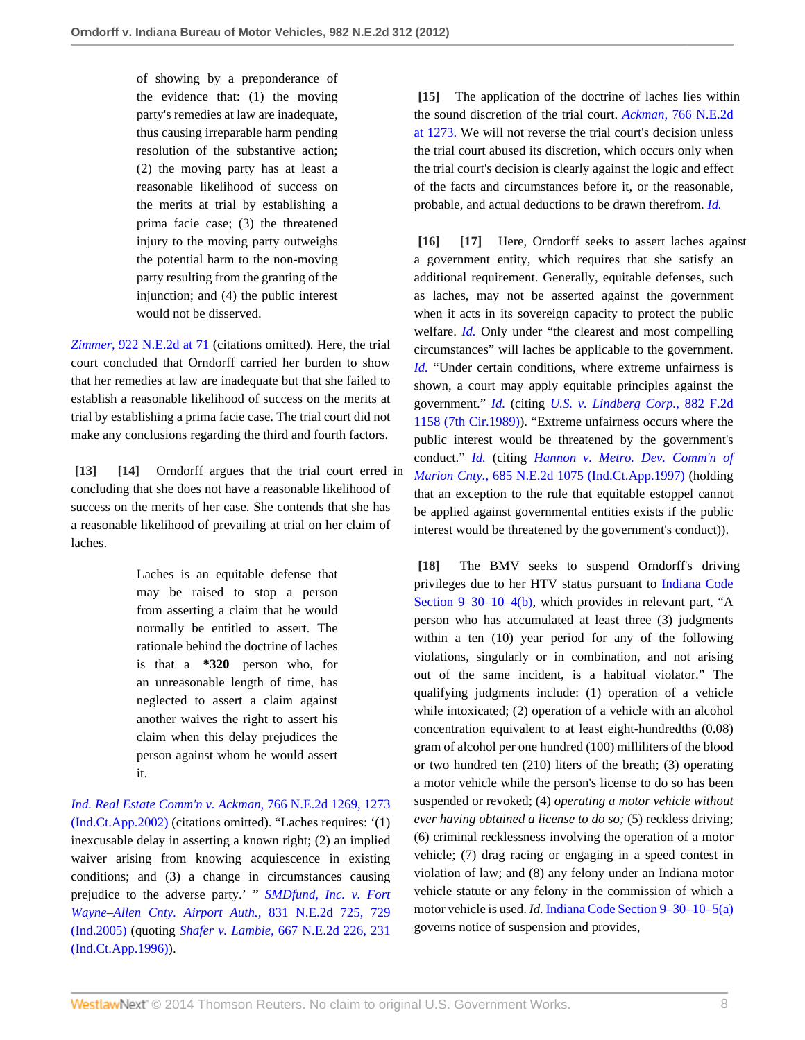of showing by a preponderance of the evidence that: (1) the moving party's remedies at law are inadequate, thus causing irreparable harm pending resolution of the substantive action; (2) the moving party has at least a reasonable likelihood of success on the merits at trial by establishing a prima facie case; (3) the threatened injury to the moving party outweighs the potential harm to the non-moving party resulting from the granting of the injunction; and (4) the public interest would not be disserved.

*Zimmer,* 922 N.E.2d at 71 (citations omitted). Here, the trial court concluded that Orndorff carried her burden to show that her remedies at law are inadequate but that she failed to establish a reasonable likelihood of success on the merits at trial by establishing a prima facie case. The trial court did not make any conclusions regarding the third and fourth factors.

**[13] [14]** Orndorff argues that the trial court erred in concluding that she does not have a reasonable likelihood of success on the merits of her case. She contends that she has a reasonable likelihood of prevailing at trial on her claim of laches.

> Laches is an equitable defense that may be raised to stop a person from asserting a claim that he would normally be entitled to assert. The rationale behind the doctrine of laches is that a **\*320** person who, for an unreasonable length of time, has neglected to assert a claim against another waives the right to assert his claim when this delay prejudices the person against whom he would assert it.

*Ind. Real Estate Comm'n v. Ackman,* 766 N.E.2d 1269, 1273 (Ind.Ct.App.2002) (citations omitted). "Laches requires: '(1) inexcusable delay in asserting a known right; (2) an implied waiver arising from knowing acquiescence in existing conditions; and (3) a change in circumstances causing prejudice to the adverse party.' " *SMDfund, Inc. v. Fort Wayne–Allen Cnty. Airport Auth.,* 831 N.E.2d 725, 729 (Ind.2005) (quoting *Shafer v. Lambie,* 667 N.E.2d 226, 231 (Ind.Ct.App.1996)).

**[15]** The application of the doctrine of laches lies within the sound discretion of the trial court. *Ackman,* 766 N.E.2d at 1273. We will not reverse the trial court's decision unless the trial court abused its discretion, which occurs only when the trial court's decision is clearly against the logic and effect of the facts and circumstances before it, or the reasonable, probable, and actual deductions to be drawn therefrom. *Id.*

**[16] [17]** Here, Orndorff seeks to assert laches against a government entity, which requires that she satisfy an additional requirement. Generally, equitable defenses, such as laches, may not be asserted against the government when it acts in its sovereign capacity to protect the public welfare. *Id.* Only under "the clearest and most compelling circumstances" will laches be applicable to the government. *Id.* "Under certain conditions, where extreme unfairness is shown, a court may apply equitable principles against the government." *Id.* (citing *U.S. v. Lindberg Corp.,* 882 F.2d 1158 (7th Cir.1989)). "Extreme unfairness occurs where the public interest would be threatened by the government's conduct." *Id.* (citing *Hannon v. Metro. Dev. Comm'n of Marion Cnty.,* 685 N.E.2d 1075 (Ind.Ct.App.1997) (holding that an exception to the rule that equitable estoppel cannot be applied against governmental entities exists if the public interest would be threatened by the government's conduct)).

**[18]** The BMV seeks to suspend Orndorff's driving privileges due to her HTV status pursuant to Indiana Code Section 9–30–10–4(b), which provides in relevant part, "A person who has accumulated at least three (3) judgments within a ten (10) year period for any of the following violations, singularly or in combination, and not arising out of the same incident, is a habitual violator." The qualifying judgments include: (1) operation of a vehicle while intoxicated; (2) operation of a vehicle with an alcohol concentration equivalent to at least eight-hundredths (0.08) gram of alcohol per one hundred (100) milliliters of the blood or two hundred ten (210) liters of the breath; (3) operating a motor vehicle while the person's license to do so has been suspended or revoked; (4) *operating a motor vehicle without ever having obtained a license to do so;* (5) reckless driving; (6) criminal recklessness involving the operation of a motor vehicle; (7) drag racing or engaging in a speed contest in violation of law; and (8) any felony under an Indiana motor vehicle statute or any felony in the commission of which a motor vehicle is used. *Id.* Indiana Code Section 9–30–10–5(a) governs notice of suspension and provides,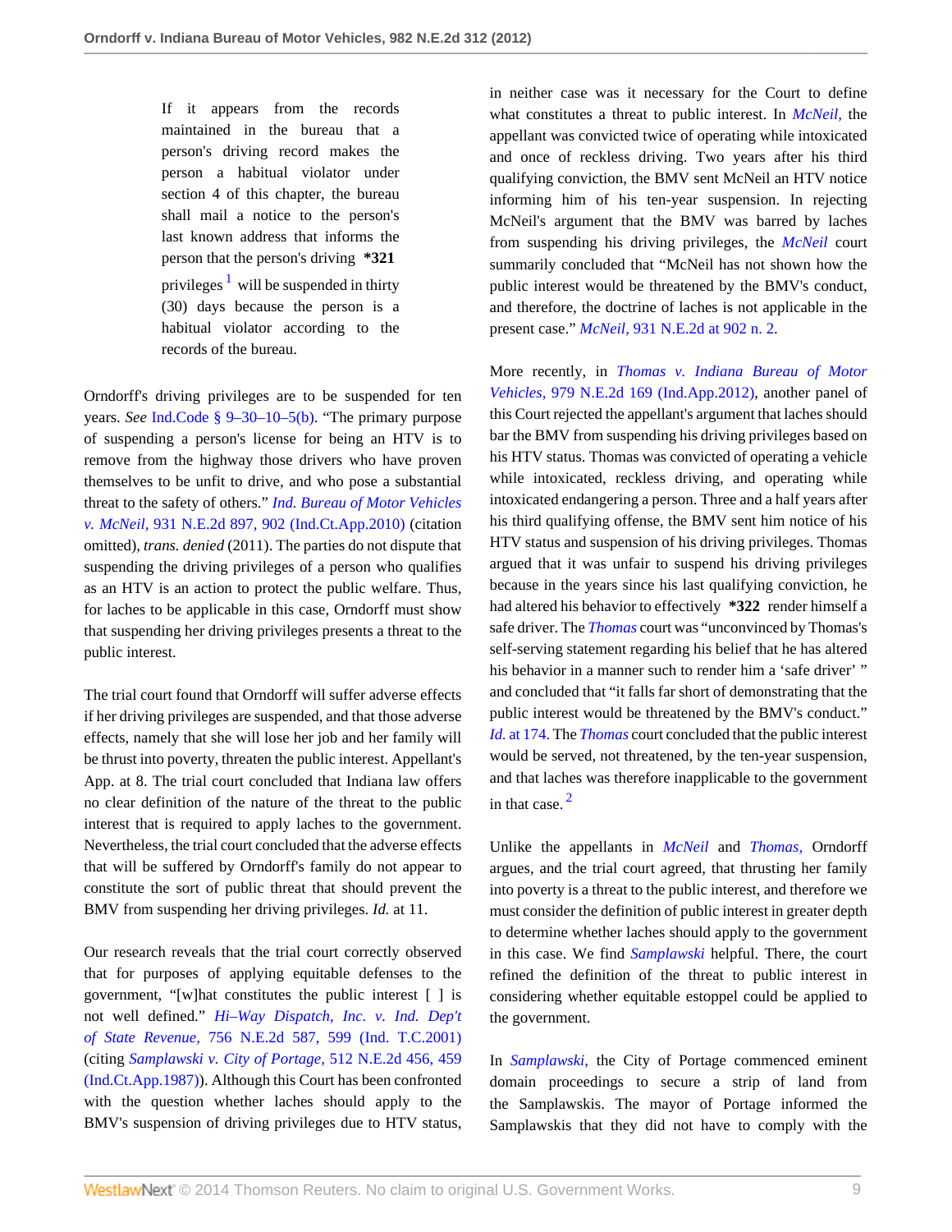> If it appears from the records maintained in the bureau that a person's driving record makes the person a habitual violator under section 4 of this chapter, the bureau shall mail a notice to the person's last known address that informs the person that the person's driving **\*321** privileges [1] will be suspended in thirty (30) days because the person is a habitual violator according to the records of the bureau.

Orndorff's driving privileges are to be suspended for ten years. *See* Ind.Code § 9–30–10–5(b). "The primary purpose of suspending a person's license for being an HTV is to remove from the highway those drivers who have proven themselves to be unfit to drive, and who pose a substantial threat to the safety of others." *Ind. Bureau of Motor Vehicles v. McNeil,* 931 N.E.2d 897, 902 (Ind.Ct.App.2010) (citation omitted), *trans. denied* (2011). The parties do not dispute that suspending the driving privileges of a person who qualifies as an HTV is an action to protect the public welfare. Thus, for laches to be applicable in this case, Orndorff must show that suspending her driving privileges presents a threat to the public interest.

The trial court found that Orndorff will suffer adverse effects if her driving privileges are suspended, and that those adverse effects, namely that she will lose her job and her family will be thrust into poverty, threaten the public interest. Appellant's App. at 8. The trial court concluded that Indiana law offers no clear definition of the nature of the threat to the public interest that is required to apply laches to the government. Nevertheless, the trial court concluded that the adverse effects that will be suffered by Orndorff's family do not appear to constitute the sort of public threat that should prevent the BMV from suspending her driving privileges. *Id.* at 11.

Our research reveals that the trial court correctly observed that for purposes of applying equitable defenses to the government, "[w]hat constitutes the public interest [ ] is not well defined." *Hi–Way Dispatch, Inc. v. Ind. Dep't of State Revenue,* 756 N.E.2d 587, 599 (Ind. T.C.2001) (citing *Samplawski v. City of Portage,* 512 N.E.2d 456, 459 (Ind.Ct.App.1987)). Although this Court has been confronted with the question whether laches should apply to the BMV's suspension of driving privileges due to HTV status, in neither case was it necessary for the Court to define what constitutes a threat to public interest. In *McNeil,* the appellant was convicted twice of operating while intoxicated and once of reckless driving. Two years after his third qualifying conviction, the BMV sent McNeil an HTV notice informing him of his ten-year suspension. In rejecting McNeil's argument that the BMV was barred by laches from suspending his driving privileges, the *McNeil* court summarily concluded that "McNeil has not shown how the public interest would be threatened by the BMV's conduct, and therefore, the doctrine of laches is not applicable in the present case." *McNeil,* 931 N.E.2d at 902 n. 2.

More recently, in *Thomas v. Indiana Bureau of Motor Vehicles,* 979 N.E.2d 169 (Ind.App.2012), another panel of this Court rejected the appellant's argument that laches should bar the BMV from suspending his driving privileges based on his HTV status. Thomas was convicted of operating a vehicle while intoxicated, reckless driving, and operating while intoxicated endangering a person. Three and a half years after his third qualifying offense, the BMV sent him notice of his HTV status and suspension of his driving privileges. Thomas argued that it was unfair to suspend his driving privileges because in the years since his last qualifying conviction, he had altered his behavior to effectively **\*322** render himself a safe driver. The *Thomas* court was "unconvinced by Thomas's self-serving statement regarding his belief that he has altered his behavior in a manner such to render him a 'safe driver' " and concluded that "it falls far short of demonstrating that the public interest would be threatened by the BMV's conduct." *Id.* at 174. The *Thomas* court concluded that the public interest would be served, not threatened, by the ten-year suspension, and that laches was therefore inapplicable to the government in that case. [2]

Unlike the appellants in *McNeil* and *Thomas,* Orndorff argues, and the trial court agreed, that thrusting her family into poverty is a threat to the public interest, and therefore we must consider the definition of public interest in greater depth to determine whether laches should apply to the government in this case. We find *Samplawski* helpful. There, the court refined the definition of the threat to public interest in considering whether equitable estoppel could be applied to the government.

In *Samplawski,* the City of Portage commenced eminent domain proceedings to secure a strip of land from the Samplawskis. The mayor of Portage informed the Samplawskis that they did not have to comply with the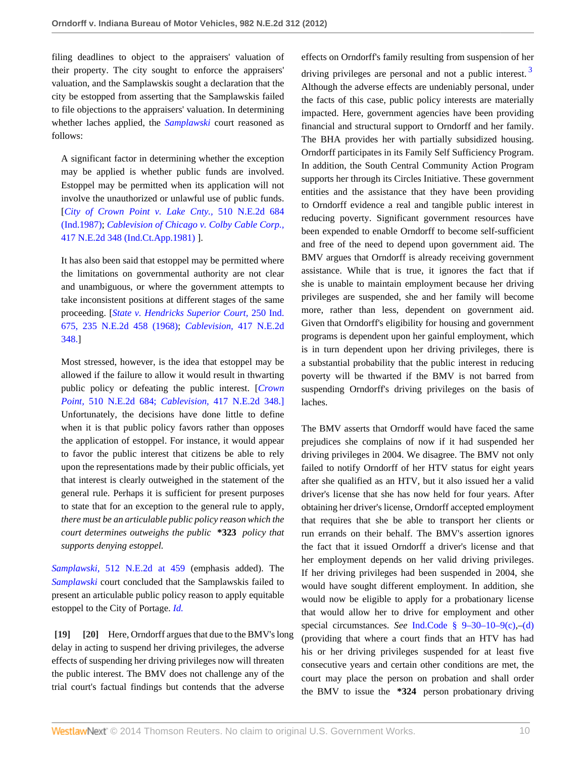filing deadlines to object to the appraisers' valuation of their property. The city sought to enforce the appraisers' valuation, and the Samplawskis sought a declaration that the city be estopped from asserting that the Samplawskis failed to file objections to the appraisers' valuation. In determining whether laches applied, the *Samplawski* court reasoned as follows:

> A significant factor in determining whether the exception may be applied is whether public funds are involved. Estoppel may be permitted when its application will not involve the unauthorized or unlawful use of public funds. [*City of Crown Point v. Lake Cnty.,* 510 N.E.2d 684 (Ind.1987); *Cablevision of Chicago v. Colby Cable Corp.,* 417 N.E.2d 348 (Ind.Ct.App.1981) ].
>
> It has also been said that estoppel may be permitted where the limitations on governmental authority are not clear and unambiguous, or where the government attempts to take inconsistent positions at different stages of the same proceeding. [*State v. Hendricks Superior Court,* 250 Ind. 675, 235 N.E.2d 458 (1968); *Cablevision,* 417 N.E.2d 348.]
>
> Most stressed, however, is the idea that estoppel may be allowed if the failure to allow it would result in thwarting public policy or defeating the public interest. [*Crown Point,* 510 N.E.2d 684; *Cablevision,* 417 N.E.2d 348.] Unfortunately, the decisions have done little to define when it is that public policy favors rather than opposes the application of estoppel. For instance, it would appear to favor the public interest that citizens be able to rely upon the representations made by their public officials, yet that interest is clearly outweighed in the statement of the general rule. Perhaps it is sufficient for present purposes to state that for an exception to the general rule to apply, *there must be an articulable public policy reason which the court determines outweighs the public* **\*323** *policy that supports denying estoppel.*

*Samplawski,* 512 N.E.2d at 459 (emphasis added). The *Samplawski* court concluded that the Samplawskis failed to present an articulable public policy reason to apply equitable estoppel to the City of Portage. *Id.*

**[19] [20]** Here, Orndorff argues that due to the BMV's long delay in acting to suspend her driving privileges, the adverse effects of suspending her driving privileges now will threaten the public interest. The BMV does not challenge any of the trial court's factual findings but contends that the adverse effects on Orndorff's family resulting from suspension of her driving privileges are personal and not a public interest.[3] Although the adverse effects are undeniably personal, under the facts of this case, public policy interests are materially impacted. Here, government agencies have been providing financial and structural support to Orndorff and her family. The BHA provides her with partially subsidized housing. Orndorff participates in its Family Self Sufficiency Program. In addition, the South Central Community Action Program supports her through its Circles Initiative. These government entities and the assistance that they have been providing to Orndorff evidence a real and tangible public interest in reducing poverty. Significant government resources have been expended to enable Orndorff to become self-sufficient and free of the need to depend upon government aid. The BMV argues that Orndorff is already receiving government assistance. While that is true, it ignores the fact that if she is unable to maintain employment because her driving privileges are suspended, she and her family will become more, rather than less, dependent on government aid. Given that Orndorff's eligibility for housing and government programs is dependent upon her gainful employment, which is in turn dependent upon her driving privileges, there is a substantial probability that the public interest in reducing poverty will be thwarted if the BMV is not barred from suspending Orndorff's driving privileges on the basis of laches.

The BMV asserts that Orndorff would have faced the same prejudices she complains of now if it had suspended her driving privileges in 2004. We disagree. The BMV not only failed to notify Orndorff of her HTV status for eight years after she qualified as an HTV, but it also issued her a valid driver's license that she has now held for four years. After obtaining her driver's license, Orndorff accepted employment that requires that she be able to transport her clients or run errands on their behalf. The BMV's assertion ignores the fact that it issued Orndorff a driver's license and that her employment depends on her valid driving privileges. If her driving privileges had been suspended in 2004, she would have sought different employment. In addition, she would now be eligible to apply for a probationary license that would allow her to drive for employment and other special circumstances. *See* Ind.Code § 9–30–10–9(c),–(d) (providing that where a court finds that an HTV has had his or her driving privileges suspended for at least five consecutive years and certain other conditions are met, the court may place the person on probation and shall order the BMV to issue the **\*324** person probationary driving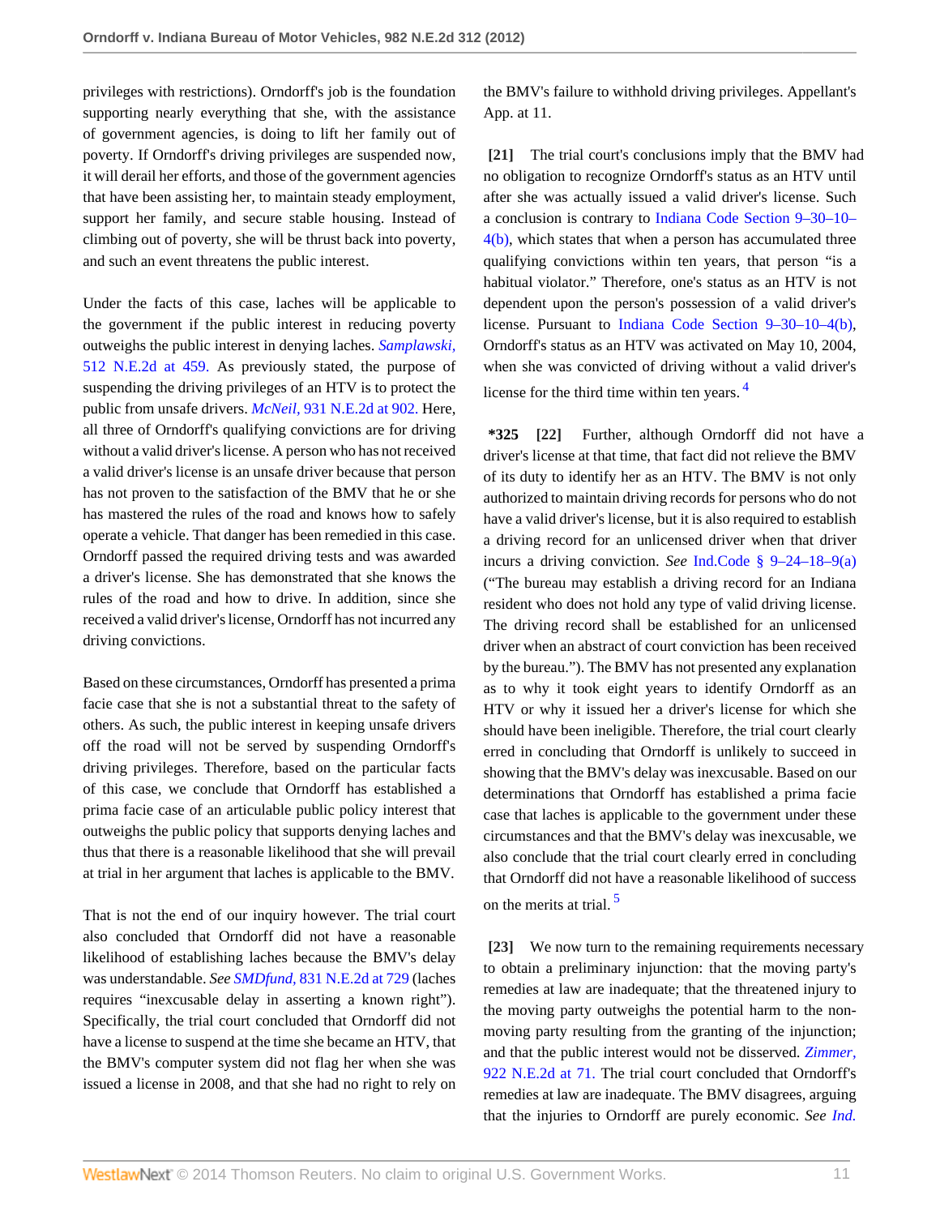privileges with restrictions). Orndorff's job is the foundation supporting nearly everything that she, with the assistance of government agencies, is doing to lift her family out of poverty. If Orndorff's driving privileges are suspended now, it will derail her efforts, and those of the government agencies that have been assisting her, to maintain steady employment, support her family, and secure stable housing. Instead of climbing out of poverty, she will be thrust back into poverty, and such an event threatens the public interest.

Under the facts of this case, laches will be applicable to the government if the public interest in reducing poverty outweighs the public interest in denying laches. *Samplawski,* 512 N.E.2d at 459. As previously stated, the purpose of suspending the driving privileges of an HTV is to protect the public from unsafe drivers. *McNeil,* 931 N.E.2d at 902. Here, all three of Orndorff's qualifying convictions are for driving without a valid driver's license. A person who has not received a valid driver's license is an unsafe driver because that person has not proven to the satisfaction of the BMV that he or she has mastered the rules of the road and knows how to safely operate a vehicle. That danger has been remedied in this case. Orndorff passed the required driving tests and was awarded a driver's license. She has demonstrated that she knows the rules of the road and how to drive. In addition, since she received a valid driver's license, Orndorff has not incurred any driving convictions.

Based on these circumstances, Orndorff has presented a prima facie case that she is not a substantial threat to the safety of others. As such, the public interest in keeping unsafe drivers off the road will not be served by suspending Orndorff's driving privileges. Therefore, based on the particular facts of this case, we conclude that Orndorff has established a prima facie case of an articulable public policy interest that outweighs the public policy that supports denying laches and thus that there is a reasonable likelihood that she will prevail at trial in her argument that laches is applicable to the BMV.

That is not the end of our inquiry however. The trial court also concluded that Orndorff did not have a reasonable likelihood of establishing laches because the BMV's delay was understandable. *See SMDfund,* 831 N.E.2d at 729 (laches requires "inexcusable delay in asserting a known right"). Specifically, the trial court concluded that Orndorff did not have a license to suspend at the time she became an HTV, that the BMV's computer system did not flag her when she was issued a license in 2008, and that she had no right to rely on the BMV's failure to withhold driving privileges. Appellant's App. at 11.

**[21]** The trial court's conclusions imply that the BMV had no obligation to recognize Orndorff's status as an HTV until after she was actually issued a valid driver's license. Such a conclusion is contrary to Indiana Code Section 9–30–10–4(b), which states that when a person has accumulated three qualifying convictions within ten years, that person "is a habitual violator." Therefore, one's status as an HTV is not dependent upon the person's possession of a valid driver's license. Pursuant to Indiana Code Section 9–30–10–4(b), Orndorff's status as an HTV was activated on May 10, 2004, when she was convicted of driving without a valid driver's license for the third time within ten years. [4]

**\*325 [22]** Further, although Orndorff did not have a driver's license at that time, that fact did not relieve the BMV of its duty to identify her as an HTV. The BMV is not only authorized to maintain driving records for persons who do not have a valid driver's license, but it is also required to establish a driving record for an unlicensed driver when that driver incurs a driving conviction. *See* Ind.Code § 9–24–18–9(a) ("The bureau may establish a driving record for an Indiana resident who does not hold any type of valid driving license. The driving record shall be established for an unlicensed driver when an abstract of court conviction has been received by the bureau."). The BMV has not presented any explanation as to why it took eight years to identify Orndorff as an HTV or why it issued her a driver's license for which she should have been ineligible. Therefore, the trial court clearly erred in concluding that Orndorff is unlikely to succeed in showing that the BMV's delay was inexcusable. Based on our determinations that Orndorff has established a prima facie case that laches is applicable to the government under these circumstances and that the BMV's delay was inexcusable, we also conclude that the trial court clearly erred in concluding that Orndorff did not have a reasonable likelihood of success on the merits at trial. [5]

**[23]** We now turn to the remaining requirements necessary to obtain a preliminary injunction: that the moving party's remedies at law are inadequate; that the threatened injury to the moving party outweighs the potential harm to the non-moving party resulting from the granting of the injunction; and that the public interest would not be disserved. *Zimmer,* 922 N.E.2d at 71. The trial court concluded that Orndorff's remedies at law are inadequate. The BMV disagrees, arguing that the injuries to Orndorff are purely economic. *See Ind.*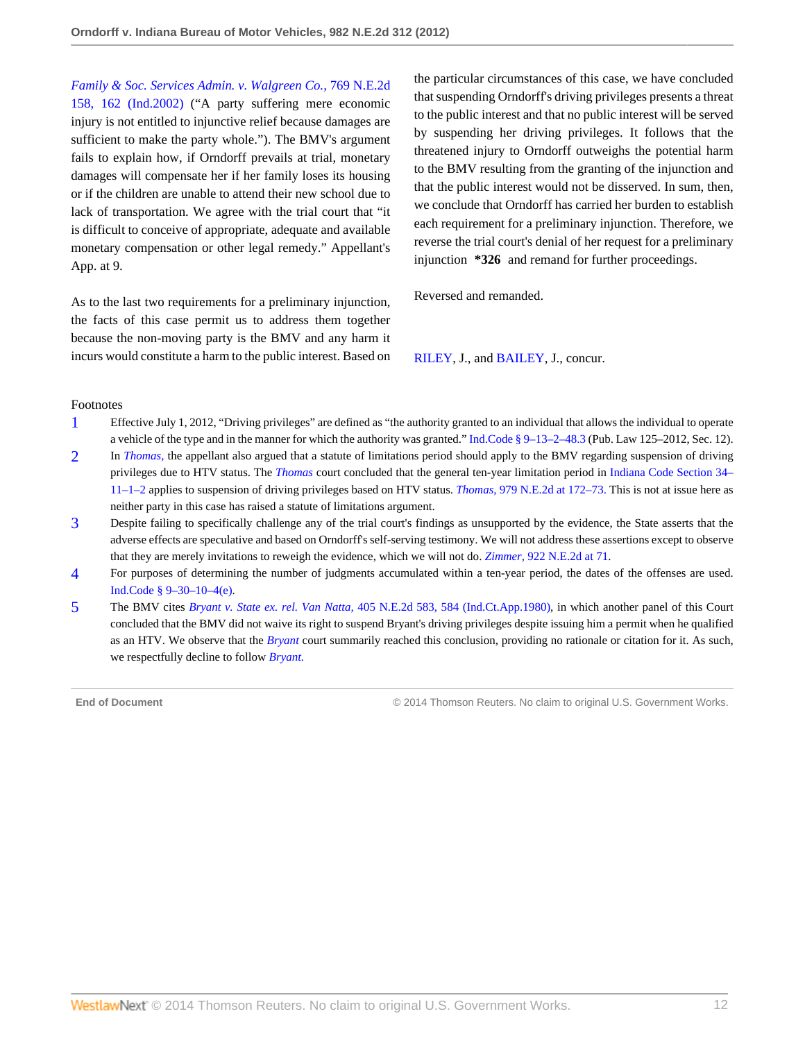*Family & Soc. Services Admin. v. Walgreen Co.,* 769 N.E.2d 158, 162 (Ind.2002) ("A party suffering mere economic injury is not entitled to injunctive relief because damages are sufficient to make the party whole."). The BMV's argument fails to explain how, if Orndorff prevails at trial, monetary damages will compensate her if her family loses its housing or if the children are unable to attend their new school due to lack of transportation. We agree with the trial court that "it is difficult to conceive of appropriate, adequate and available monetary compensation or other legal remedy." Appellant's App. at 9.

As to the last two requirements for a preliminary injunction, the facts of this case permit us to address them together because the non-moving party is the BMV and any harm it incurs would constitute a harm to the public interest. Based on the particular circumstances of this case, we have concluded that suspending Orndorff's driving privileges presents a threat to the public interest and that no public interest will be served by suspending her driving privileges. It follows that the threatened injury to Orndorff outweighs the potential harm to the BMV resulting from the granting of the injunction and that the public interest would not be disserved. In sum, then, we conclude that Orndorff has carried her burden to establish each requirement for a preliminary injunction. Therefore, we reverse the trial court's denial of her request for a preliminary injunction **\*326** and remand for further proceedings.

Reversed and remanded.

RILEY, J., and BAILEY, J., concur.

Footnotes

1. Effective July 1, 2012, "Driving privileges" are defined as "the authority granted to an individual that allows the individual to operate a vehicle of the type and in the manner for which the authority was granted." Ind.Code § 9–13–2–48.3 (Pub. Law 125–2012, Sec. 12).
2. In *Thomas,* the appellant also argued that a statute of limitations period should apply to the BMV regarding suspension of driving privileges due to HTV status. The *Thomas* court concluded that the general ten-year limitation period in Indiana Code Section 34–11–1–2 applies to suspension of driving privileges based on HTV status. *Thomas,* 979 N.E.2d at 172–73. This is not at issue here as neither party in this case has raised a statute of limitations argument.
3. Despite failing to specifically challenge any of the trial court's findings as unsupported by the evidence, the State asserts that the adverse effects are speculative and based on Orndorff's self-serving testimony. We will not address these assertions except to observe that they are merely invitations to reweigh the evidence, which we will not do. *Zimmer,* 922 N.E.2d at 71.
4. For purposes of determining the number of judgments accumulated within a ten-year period, the dates of the offenses are used. Ind.Code § 9–30–10–4(e).
5. The BMV cites *Bryant v. State ex. rel. Van Natta,* 405 N.E.2d 583, 584 (Ind.Ct.App.1980), in which another panel of this Court concluded that the BMV did not waive its right to suspend Bryant's driving privileges despite issuing him a permit when he qualified as an HTV. We observe that the *Bryant* court summarily reached this conclusion, providing no rationale or citation for it. As such, we respectfully decline to follow *Bryant.*

End of Document